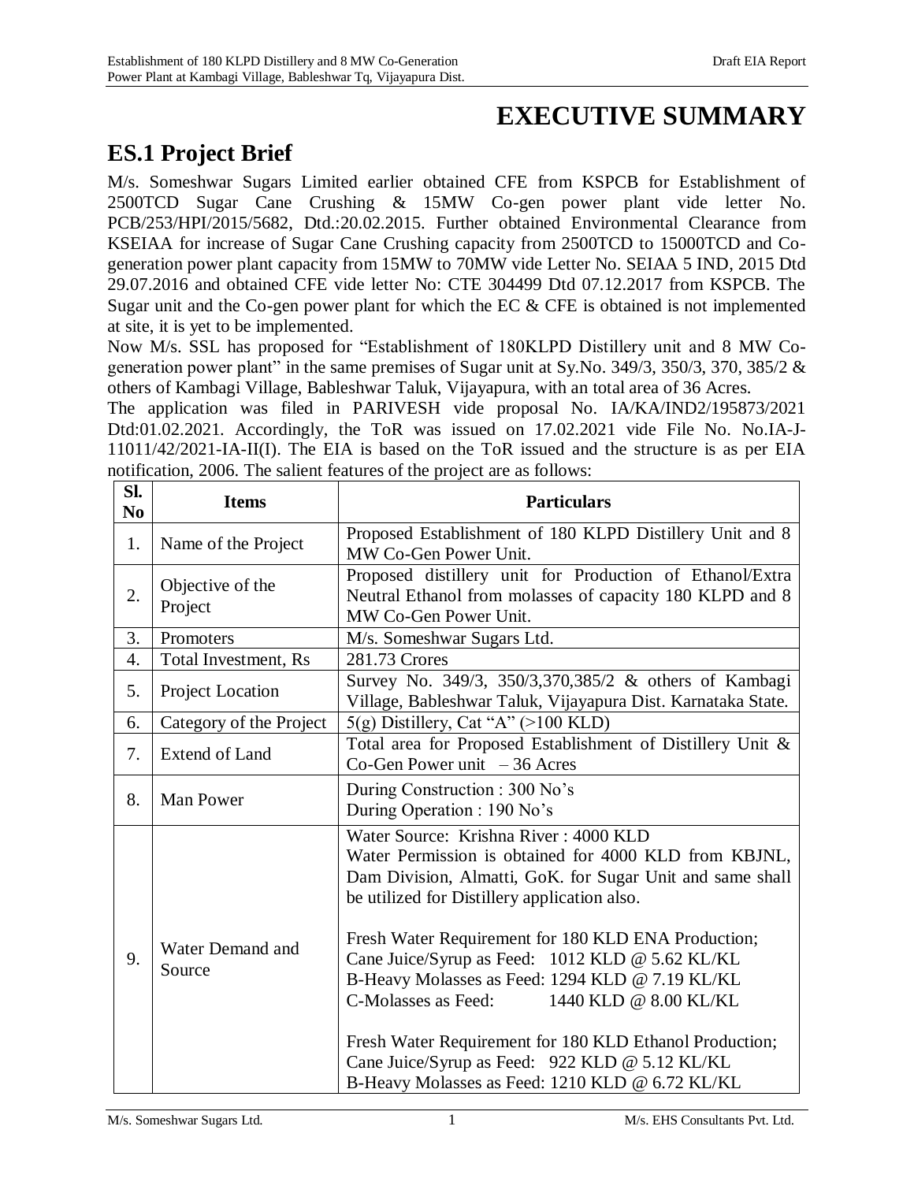# EXECUTIVE SUMMARY

## ES.1 Project Brief

M/s. Someshwar Sugars Limited earlier obtained CFE from KSPCB for Establishment of 2500TCD Sugar Cane Crushing & 15MW Co-gen power plant vide letter No. PCB/253/HPI/2015/5682, Dtd.:20.02.2015. Further obtained Environmental Clearance from KSEIAA for increase of Sugar Cane Crushing capacity from 2500TCD to 15000TCD and Co-generation power plant capacity from 15MW to 70MW vide Letter No. SEIAA 5 IND, 2015 Dtd 29.07.2016 and obtained CFE vide letter No: CTE 304499 Dtd 07.12.2017 from KSPCB. The Sugar unit and the Co-gen power plant for which the EC & CFE is obtained is not implemented at site, it is yet to be implemented.

Now M/s. SSL has proposed for "Establishment of 180KLPD Distillery unit and 8 MW Co-generation power plant" in the same premises of Sugar unit at Sy.No. 349/3, 350/3, 370, 385/2 & others of Kambagi Village, Bableshwar Taluk, Vijayapura, with an total area of 36 Acres.

The application was filed in PARIVESH vide proposal No. IA/KA/IND2/195873/2021 Dtd:01.02.2021. Accordingly, the ToR was issued on 17.02.2021 vide File No. No.IA-J-11011/42/2021-IA-II(I). The EIA is based on the ToR issued and the structure is as per EIA notification, 2006. The salient features of the project are as follows:

| Sl. No | Items | Particulars |
|---|---|---|
| 1. | Name of the Project | Proposed Establishment of 180 KLPD Distillery Unit and 8 MW Co-Gen Power Unit. |
| 2. | Objective of the Project | Proposed distillery unit for Production of Ethanol/Extra Neutral Ethanol from molasses of capacity 180 KLPD and 8 MW Co-Gen Power Unit. |
| 3. | Promoters | M/s. Someshwar Sugars Ltd. |
| 4. | Total Investment, Rs | 281.73 Crores |
| 5. | Project Location | Survey No. 349/3, 350/3,370,385/2 & others of Kambagi Village, Bableshwar Taluk, Vijayapura Dist. Karnataka State. |
| 6. | Category of the Project | 5(g) Distillery, Cat "A" (>100 KLD) |
| 7. | Extend of Land | Total area for Proposed Establishment of Distillery Unit & Co-Gen Power unit – 36 Acres |
| 8. | Man Power | During Construction : 300 No's<br>During Operation : 190 No's |
| 9. | Water Demand and Source | Water Source: Krishna River : 4000 KLD<br>Water Permission is obtained for 4000 KLD from KBJNL, Dam Division, Almatti, GoK. for Sugar Unit and same shall be utilized for Distillery application also.<br><br>Fresh Water Requirement for 180 KLD ENA Production;<br>Cane Juice/Syrup as Feed: 1012 KLD @ 5.62 KL/KL<br>B-Heavy Molasses as Feed: 1294 KLD @ 7.19 KL/KL<br>C-Molasses as Feed: 1440 KLD @ 8.00 KL/KL<br><br>Fresh Water Requirement for 180 KLD Ethanol Production;<br>Cane Juice/Syrup as Feed: 922 KLD @ 5.12 KL/KL<br>B-Heavy Molasses as Feed: 1210 KLD @ 6.72 KL/KL |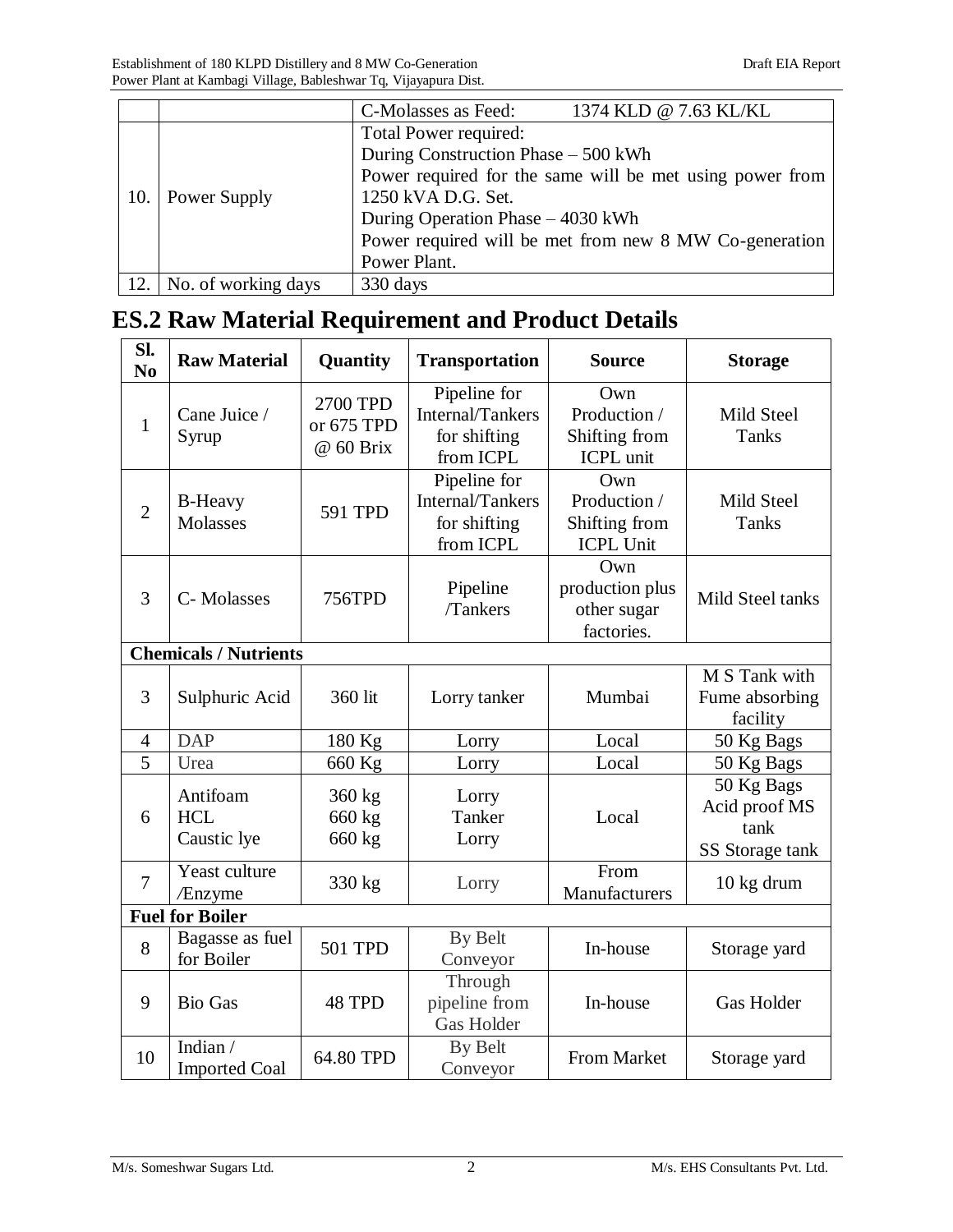| | | |
|---|---|---|
| | | C-Molasses as Feed: 1374 KLD @ 7.63 KL/KL |
| 10. | Power Supply | Total Power required:<br>During Construction Phase – 500 kWh<br>Power required for the same will be met using power from 1250 kVA D.G. Set.<br>During Operation Phase – 4030 kWh<br>Power required will be met from new 8 MW Co-generation Power Plant. |
| 12. | No. of working days | 330 days |

## ES.2 Raw Material Requirement and Product Details

| Sl. No | Raw Material | Quantity | Transportation | Source | Storage |
|---|---|---|---|---|---|
| 1 | Cane Juice / Syrup | 2700 TPD or 675 TPD @ 60 Brix | Pipeline for Internal/Tankers for shifting from ICPL | Own Production / Shifting from ICPL unit | Mild Steel Tanks |
| 2 | B-Heavy Molasses | 591 TPD | Pipeline for Internal/Tankers for shifting from ICPL | Own Production / Shifting from ICPL Unit | Mild Steel Tanks |
| 3 | C- Molasses | 756TPD | Pipeline /Tankers | Own production plus other sugar factories. | Mild Steel tanks |
| **Chemicals / Nutrients** | | | | | |
| 3 | Sulphuric Acid | 360 lit | Lorry tanker | Mumbai | M S Tank with Fume absorbing facility |
| 4 | DAP | 180 Kg | Lorry | Local | 50 Kg Bags |
| 5 | Urea | 660 Kg | Lorry | Local | 50 Kg Bags |
| 6 | Antifoam<br>HCL<br>Caustic lye | 360 kg<br>660 kg<br>660 kg | Lorry<br>Tanker<br>Lorry | Local | 50 Kg Bags<br>Acid proof MS tank<br>SS Storage tank |
| 7 | Yeast culture /Enzyme | 330 kg | Lorry | From Manufacturers | 10 kg drum |
| **Fuel for Boiler** | | | | | |
| 8 | Bagasse as fuel for Boiler | 501 TPD | By Belt Conveyor | In-house | Storage yard |
| 9 | Bio Gas | 48 TPD | Through pipeline from Gas Holder | In-house | Gas Holder |
| 10 | Indian / Imported Coal | 64.80 TPD | By Belt Conveyor | From Market | Storage yard |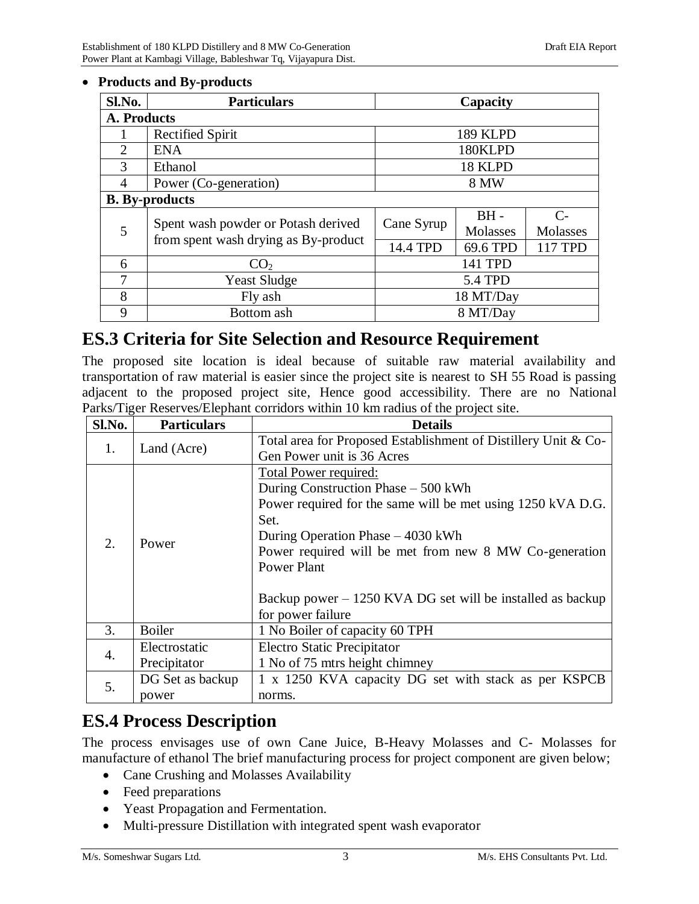- **Products and By-products**

| Sl.No. | Particulars | Capacity | | |
|---|---|---|---|---|
| **A. Products** | | | | |
| 1 | Rectified Spirit | 189 KLPD | | |
| 2 | ENA | 180KLPD | | |
| 3 | Ethanol | 18 KLPD | | |
| 4 | Power (Co-generation) | 8 MW | | |
| **B. By-products** | | | | |
| 5 | Spent wash powder or Potash derived from spent wash drying as By-product | Cane Syrup | BH - Molasses | C- Molasses |
| | | 14.4 TPD | 69.6 TPD | 117 TPD |
| 6 | $CO_2$ | 141 TPD | | |
| 7 | Yeast Sludge | 5.4 TPD | | |
| 8 | Fly ash | 18 MT/Day | | |
| 9 | Bottom ash | 8 MT/Day | | |

# ES.3 Criteria for Site Selection and Resource Requirement

The proposed site location is ideal because of suitable raw material availability and transportation of raw material is easier since the project site is nearest to SH 55 Road is passing adjacent to the proposed project site, Hence good accessibility. There are no National Parks/Tiger Reserves/Elephant corridors within 10 km radius of the project site.

| Sl.No. | Particulars | Details |
|---|---|---|
| 1. | Land (Acre) | Total area for Proposed Establishment of Distillery Unit & Co-Gen Power unit is 36 Acres |
| 2. | Power | Total Power required:<br>During Construction Phase – 500 kWh<br>Power required for the same will be met using 1250 kVA D.G. Set.<br>During Operation Phase – 4030 kWh<br>Power required will be met from new 8 MW Co-generation Power Plant<br><br>Backup power – 1250 KVA DG set will be installed as backup for power failure |
| 3. | Boiler | 1 No Boiler of capacity 60 TPH |
| 4. | Electrostatic Precipitator | Electro Static Precipitator<br>1 No of 75 mtrs height chimney |
| 5. | DG Set as backup power | 1 x 1250 KVA capacity DG set with stack as per KSPCB norms. |

# ES.4 Process Description

The process envisages use of own Cane Juice, B-Heavy Molasses and C- Molasses for manufacture of ethanol The brief manufacturing process for project component are given below;

- Cane Crushing and Molasses Availability
- Feed preparations
- Yeast Propagation and Fermentation.
- Multi-pressure Distillation with integrated spent wash evaporator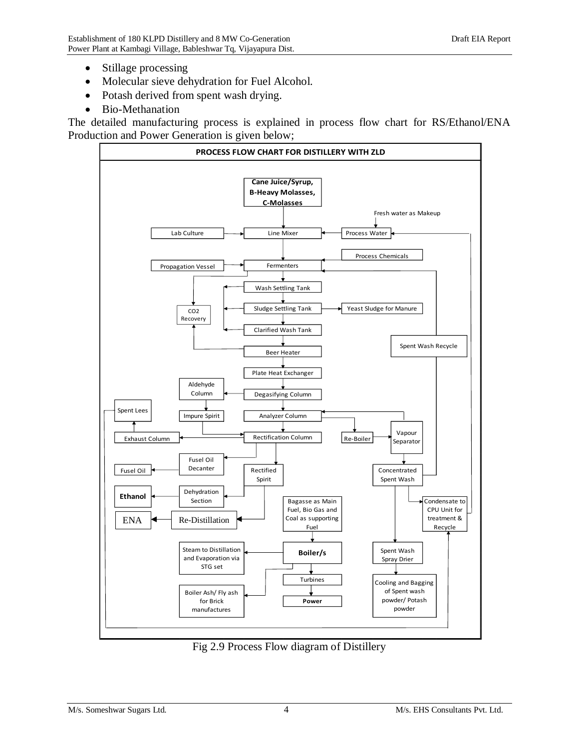- Stillage processing
- Molecular sieve dehydration for Fuel Alcohol.
- Potash derived from spent wash drying.
- Bio-Methanation

The detailed manufacturing process is explained in process flow chart for RS/Ethanol/ENA Production and Power Generation is given below;

**PROCESS FLOW CHART FOR DISTILLERY WITH ZLD**

Cane Juice/Syrup, B-Heavy Molasses, C-Molasses → Line Mixer (inputs: Lab Culture; Process Water ← Fresh water as Makeup) → Fermenters (inputs: Propagation Vessel; Process Chemicals; Spent Wash Recycle) → Wash Settling Tank → Sludge Settling Tank (→ Yeast Sludge for Manure) → Clarified Wash Tank → Beer Heater → Plate Heat Exchanger → Degasifying Column (→ Aldehyde Column → Impure Spirit) → Analyzer Column → Rectification Column

CO2 Recovery (from Fermenters and Beer Heater)

Rectification Column → Exhaust Column → Spent Lees; Rectification Column → Fusel Oil Decanter → Fusel Oil; Rectification Column → Rectified Spirit → Dehydration Section → Ethanol; Rectified Spirit → Re-Distillation → ENA

Analyzer Column → Re-Boiler → Vapour Separator → Concentrated Spent Wash → Spent Wash Spray Drier → Cooling and Bagging of Spent wash powder/ Potash powder; Concentrated Spent Wash → Condensate to CPU Unit for treatment & Recycle; Concentrated Spent Wash → Spent Wash Recycle

Bagasse as Main Fuel, Bio Gas and Coal as supporting Fuel → Boiler/s → Turbines → Power; Boiler/s → Steam to Distillation and Evaporation via STG set; Boiler/s → Boiler Ash/ Fly ash for Brick manufactures

Fig 2.9 Process Flow diagram of Distillery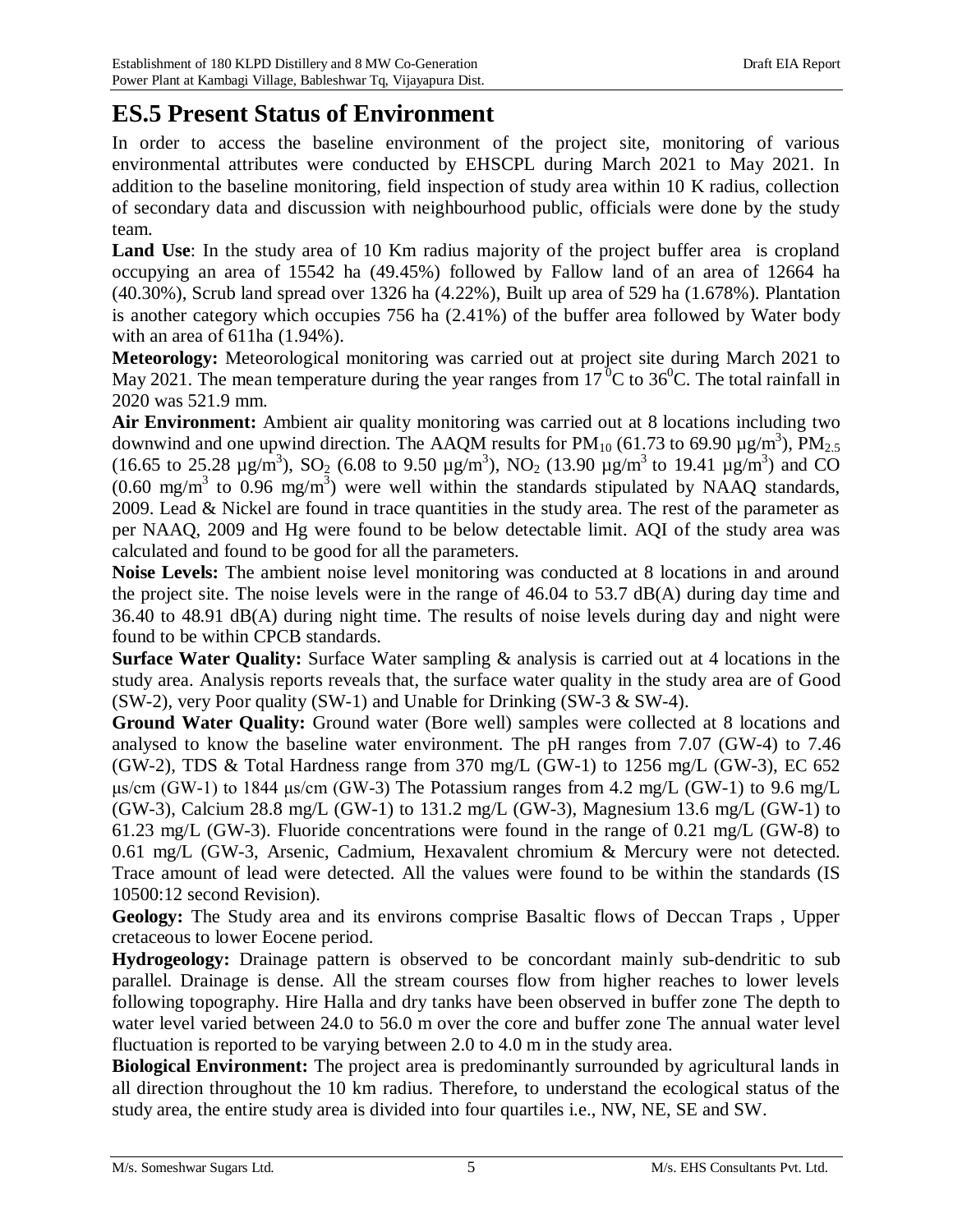## ES.5 Present Status of Environment

In order to access the baseline environment of the project site, monitoring of various environmental attributes were conducted by EHSCPL during March 2021 to May 2021. In addition to the baseline monitoring, field inspection of study area within 10 K radius, collection of secondary data and discussion with neighbourhood public, officials were done by the study team.

**Land Use**: In the study area of 10 Km radius majority of the project buffer area is cropland occupying an area of 15542 ha (49.45%) followed by Fallow land of an area of 12664 ha (40.30%), Scrub land spread over 1326 ha (4.22%), Built up area of 529 ha (1.678%). Plantation is another category which occupies 756 ha (2.41%) of the buffer area followed by Water body with an area of 611ha (1.94%).

**Meteorology:** Meteorological monitoring was carried out at project site during March 2021 to May 2021. The mean temperature during the year ranges from 17 $^0$C to 36$^0$C. The total rainfall in 2020 was 521.9 mm.

**Air Environment:** Ambient air quality monitoring was carried out at 8 locations including two downwind and one upwind direction. The AAQM results for $PM_{10}$ (61.73 to 69.90 µg/m$^3$), $PM_{2.5}$ (16.65 to 25.28 µg/m$^3$), $SO_2$ (6.08 to 9.50 µg/m$^3$), $NO_2$ (13.90 µg/m$^3$ to 19.41 µg/m$^3$) and CO (0.60 mg/m$^3$ to 0.96 mg/m$^3$) were well within the standards stipulated by NAAQ standards, 2009. Lead & Nickel are found in trace quantities in the study area. The rest of the parameter as per NAAQ, 2009 and Hg were found to be below detectable limit. AQI of the study area was calculated and found to be good for all the parameters.

**Noise Levels:** The ambient noise level monitoring was conducted at 8 locations in and around the project site. The noise levels were in the range of 46.04 to 53.7 dB(A) during day time and 36.40 to 48.91 dB(A) during night time. The results of noise levels during day and night were found to be within CPCB standards.

**Surface Water Quality:** Surface Water sampling & analysis is carried out at 4 locations in the study area. Analysis reports reveals that, the surface water quality in the study area are of Good (SW-2), very Poor quality (SW-1) and Unable for Drinking (SW-3 & SW-4).

**Ground Water Quality:** Ground water (Bore well) samples were collected at 8 locations and analysed to know the baseline water environment. The pH ranges from 7.07 (GW-4) to 7.46 (GW-2), TDS & Total Hardness range from 370 mg/L (GW-1) to 1256 mg/L (GW-3), EC 652 µs/cm (GW-1) to 1844 µs/cm (GW-3) The Potassium ranges from 4.2 mg/L (GW-1) to 9.6 mg/L (GW-3), Calcium 28.8 mg/L (GW-1) to 131.2 mg/L (GW-3), Magnesium 13.6 mg/L (GW-1) to 61.23 mg/L (GW-3). Fluoride concentrations were found in the range of 0.21 mg/L (GW-8) to 0.61 mg/L (GW-3, Arsenic, Cadmium, Hexavalent chromium & Mercury were not detected. Trace amount of lead were detected. All the values were found to be within the standards (IS 10500:12 second Revision).

**Geology:** The Study area and its environs comprise Basaltic flows of Deccan Traps , Upper cretaceous to lower Eocene period.

**Hydrogeology:** Drainage pattern is observed to be concordant mainly sub-dendritic to sub parallel. Drainage is dense. All the stream courses flow from higher reaches to lower levels following topography. Hire Halla and dry tanks have been observed in buffer zone The depth to water level varied between 24.0 to 56.0 m over the core and buffer zone The annual water level fluctuation is reported to be varying between 2.0 to 4.0 m in the study area.

**Biological Environment:** The project area is predominantly surrounded by agricultural lands in all direction throughout the 10 km radius. Therefore, to understand the ecological status of the study area, the entire study area is divided into four quartiles i.e., NW, NE, SE and SW.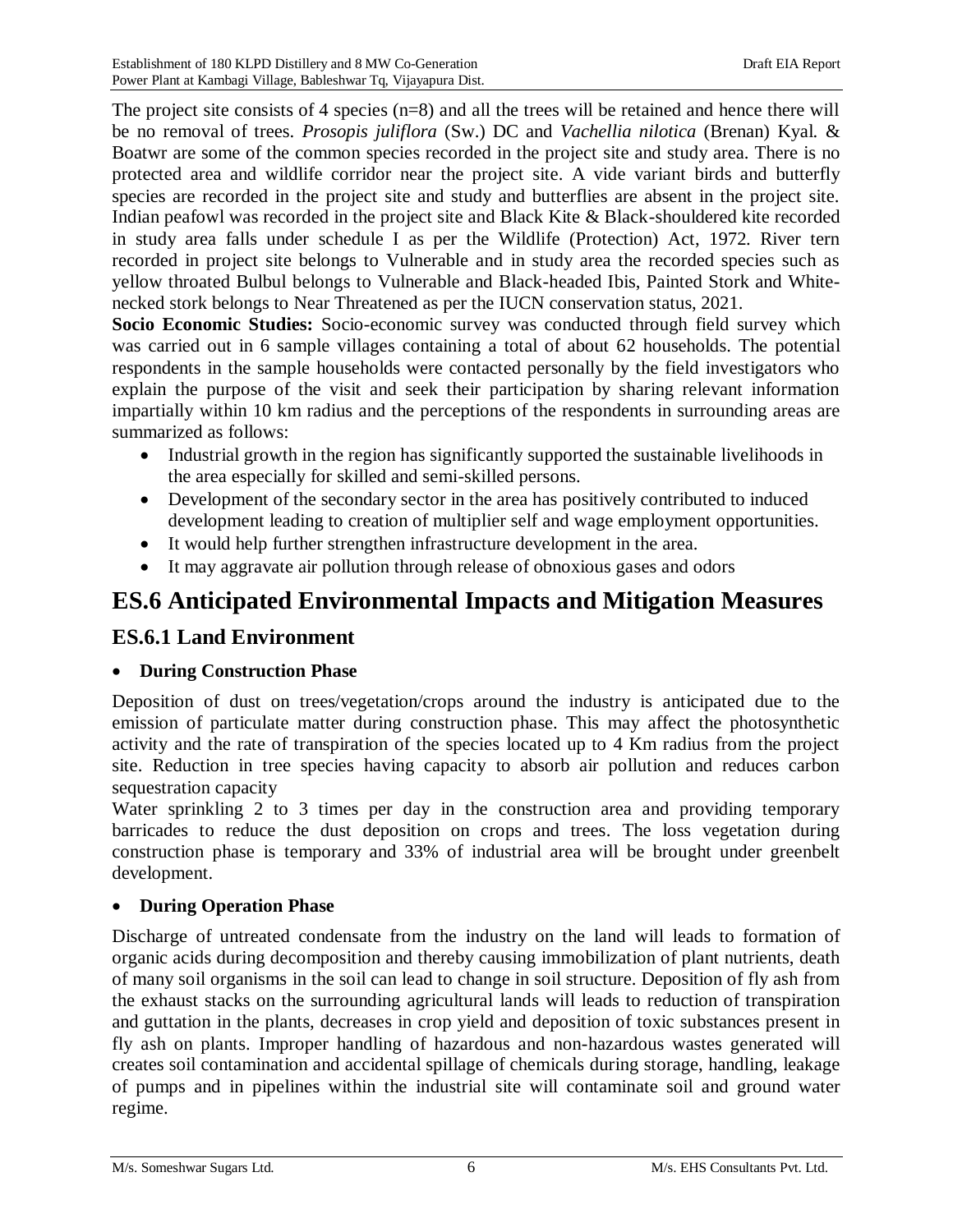The project site consists of 4 species (n=8) and all the trees will be retained and hence there will be no removal of trees. *Prosopis juliflora* (Sw.) DC and *Vachellia nilotica* (Brenan) Kyal. & Boatwr are some of the common species recorded in the project site and study area. There is no protected area and wildlife corridor near the project site. A vide variant birds and butterfly species are recorded in the project site and study and butterflies are absent in the project site. Indian peafowl was recorded in the project site and Black Kite & Black-shouldered kite recorded in study area falls under schedule I as per the Wildlife (Protection) Act, 1972. River tern recorded in project site belongs to Vulnerable and in study area the recorded species such as yellow throated Bulbul belongs to Vulnerable and Black-headed Ibis, Painted Stork and White-necked stork belongs to Near Threatened as per the IUCN conservation status, 2021.

**Socio Economic Studies:** Socio-economic survey was conducted through field survey which was carried out in 6 sample villages containing a total of about 62 households. The potential respondents in the sample households were contacted personally by the field investigators who explain the purpose of the visit and seek their participation by sharing relevant information impartially within 10 km radius and the perceptions of the respondents in surrounding areas are summarized as follows:

- Industrial growth in the region has significantly supported the sustainable livelihoods in the area especially for skilled and semi-skilled persons.
- Development of the secondary sector in the area has positively contributed to induced development leading to creation of multiplier self and wage employment opportunities.
- It would help further strengthen infrastructure development in the area.
- It may aggravate air pollution through release of obnoxious gases and odors

# ES.6 Anticipated Environmental Impacts and Mitigation Measures

## ES.6.1 Land Environment

- **During Construction Phase**

Deposition of dust on trees/vegetation/crops around the industry is anticipated due to the emission of particulate matter during construction phase. This may affect the photosynthetic activity and the rate of transpiration of the species located up to 4 Km radius from the project site. Reduction in tree species having capacity to absorb air pollution and reduces carbon sequestration capacity

Water sprinkling 2 to 3 times per day in the construction area and providing temporary barricades to reduce the dust deposition on crops and trees. The loss vegetation during construction phase is temporary and 33% of industrial area will be brought under greenbelt development.

- **During Operation Phase**

Discharge of untreated condensate from the industry on the land will leads to formation of organic acids during decomposition and thereby causing immobilization of plant nutrients, death of many soil organisms in the soil can lead to change in soil structure. Deposition of fly ash from the exhaust stacks on the surrounding agricultural lands will leads to reduction of transpiration and guttation in the plants, decreases in crop yield and deposition of toxic substances present in fly ash on plants. Improper handling of hazardous and non-hazardous wastes generated will creates soil contamination and accidental spillage of chemicals during storage, handling, leakage of pumps and in pipelines within the industrial site will contaminate soil and ground water regime.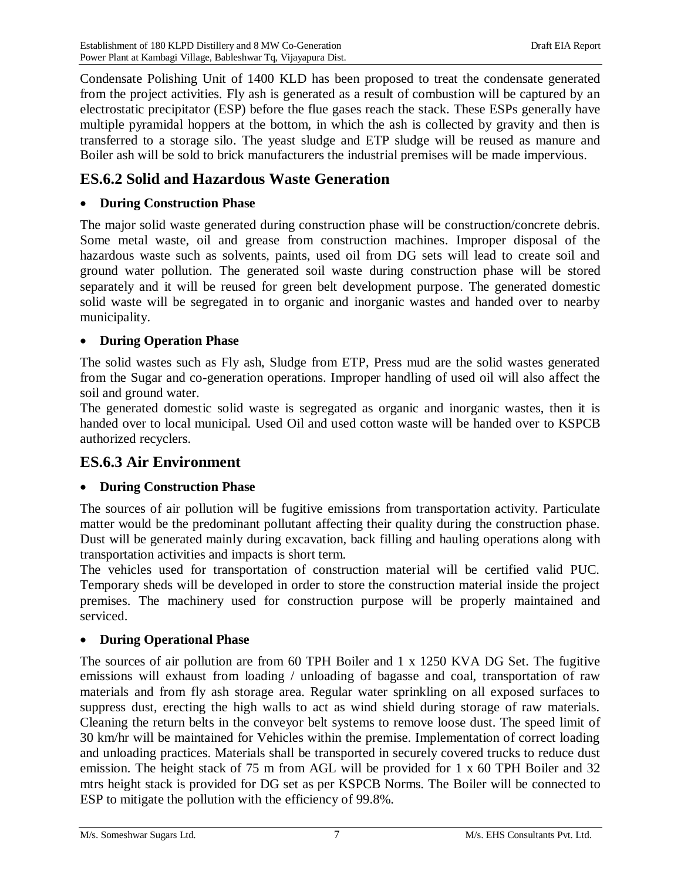Condensate Polishing Unit of 1400 KLD has been proposed to treat the condensate generated from the project activities. Fly ash is generated as a result of combustion will be captured by an electrostatic precipitator (ESP) before the flue gases reach the stack. These ESPs generally have multiple pyramidal hoppers at the bottom, in which the ash is collected by gravity and then is transferred to a storage silo. The yeast sludge and ETP sludge will be reused as manure and Boiler ash will be sold to brick manufacturers the industrial premises will be made impervious.

## ES.6.2 Solid and Hazardous Waste Generation

- **During Construction Phase**

The major solid waste generated during construction phase will be construction/concrete debris. Some metal waste, oil and grease from construction machines. Improper disposal of the hazardous waste such as solvents, paints, used oil from DG sets will lead to create soil and ground water pollution. The generated soil waste during construction phase will be stored separately and it will be reused for green belt development purpose. The generated domestic solid waste will be segregated in to organic and inorganic wastes and handed over to nearby municipality.

- **During Operation Phase**

The solid wastes such as Fly ash, Sludge from ETP, Press mud are the solid wastes generated from the Sugar and co-generation operations. Improper handling of used oil will also affect the soil and ground water.

The generated domestic solid waste is segregated as organic and inorganic wastes, then it is handed over to local municipal. Used Oil and used cotton waste will be handed over to KSPCB authorized recyclers.

## ES.6.3 Air Environment

- **During Construction Phase**

The sources of air pollution will be fugitive emissions from transportation activity. Particulate matter would be the predominant pollutant affecting their quality during the construction phase. Dust will be generated mainly during excavation, back filling and hauling operations along with transportation activities and impacts is short term.

The vehicles used for transportation of construction material will be certified valid PUC. Temporary sheds will be developed in order to store the construction material inside the project premises. The machinery used for construction purpose will be properly maintained and serviced.

- **During Operational Phase**

The sources of air pollution are from 60 TPH Boiler and 1 x 1250 KVA DG Set. The fugitive emissions will exhaust from loading / unloading of bagasse and coal, transportation of raw materials and from fly ash storage area. Regular water sprinkling on all exposed surfaces to suppress dust, erecting the high walls to act as wind shield during storage of raw materials. Cleaning the return belts in the conveyor belt systems to remove loose dust. The speed limit of 30 km/hr will be maintained for Vehicles within the premise. Implementation of correct loading and unloading practices. Materials shall be transported in securely covered trucks to reduce dust emission. The height stack of 75 m from AGL will be provided for 1 x 60 TPH Boiler and 32 mtrs height stack is provided for DG set as per KSPCB Norms. The Boiler will be connected to ESP to mitigate the pollution with the efficiency of 99.8%.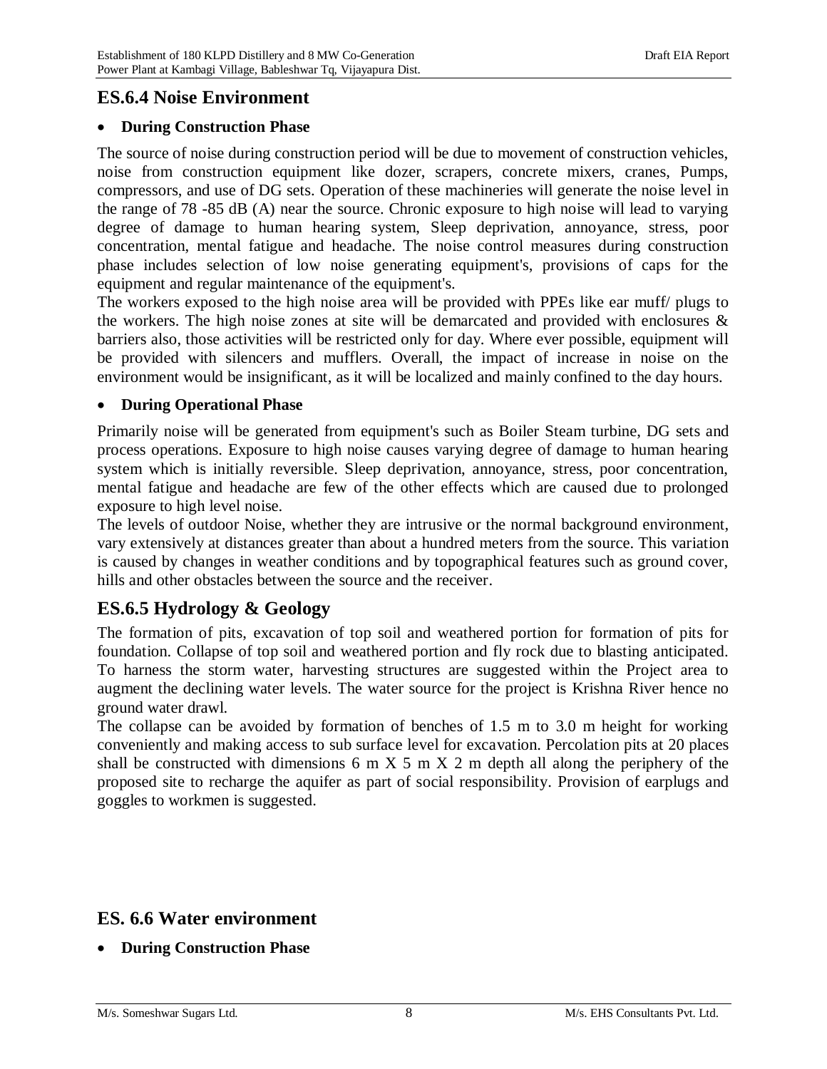## ES.6.4 Noise Environment

- **During Construction Phase**

The source of noise during construction period will be due to movement of construction vehicles, noise from construction equipment like dozer, scrapers, concrete mixers, cranes, Pumps, compressors, and use of DG sets. Operation of these machineries will generate the noise level in the range of 78 -85 dB (A) near the source. Chronic exposure to high noise will lead to varying degree of damage to human hearing system, Sleep deprivation, annoyance, stress, poor concentration, mental fatigue and headache. The noise control measures during construction phase includes selection of low noise generating equipment's, provisions of caps for the equipment and regular maintenance of the equipment's.

The workers exposed to the high noise area will be provided with PPEs like ear muff/ plugs to the workers. The high noise zones at site will be demarcated and provided with enclosures & barriers also, those activities will be restricted only for day. Where ever possible, equipment will be provided with silencers and mufflers. Overall, the impact of increase in noise on the environment would be insignificant, as it will be localized and mainly confined to the day hours.

- **During Operational Phase**

Primarily noise will be generated from equipment's such as Boiler Steam turbine, DG sets and process operations. Exposure to high noise causes varying degree of damage to human hearing system which is initially reversible. Sleep deprivation, annoyance, stress, poor concentration, mental fatigue and headache are few of the other effects which are caused due to prolonged exposure to high level noise.

The levels of outdoor Noise, whether they are intrusive or the normal background environment, vary extensively at distances greater than about a hundred meters from the source. This variation is caused by changes in weather conditions and by topographical features such as ground cover, hills and other obstacles between the source and the receiver.

## ES.6.5 Hydrology & Geology

The formation of pits, excavation of top soil and weathered portion for formation of pits for foundation. Collapse of top soil and weathered portion and fly rock due to blasting anticipated. To harness the storm water, harvesting structures are suggested within the Project area to augment the declining water levels. The water source for the project is Krishna River hence no ground water drawl.

The collapse can be avoided by formation of benches of 1.5 m to 3.0 m height for working conveniently and making access to sub surface level for excavation. Percolation pits at 20 places shall be constructed with dimensions 6 m X 5 m X 2 m depth all along the periphery of the proposed site to recharge the aquifer as part of social responsibility. Provision of earplugs and goggles to workmen is suggested.

## ES. 6.6 Water environment

- **During Construction Phase**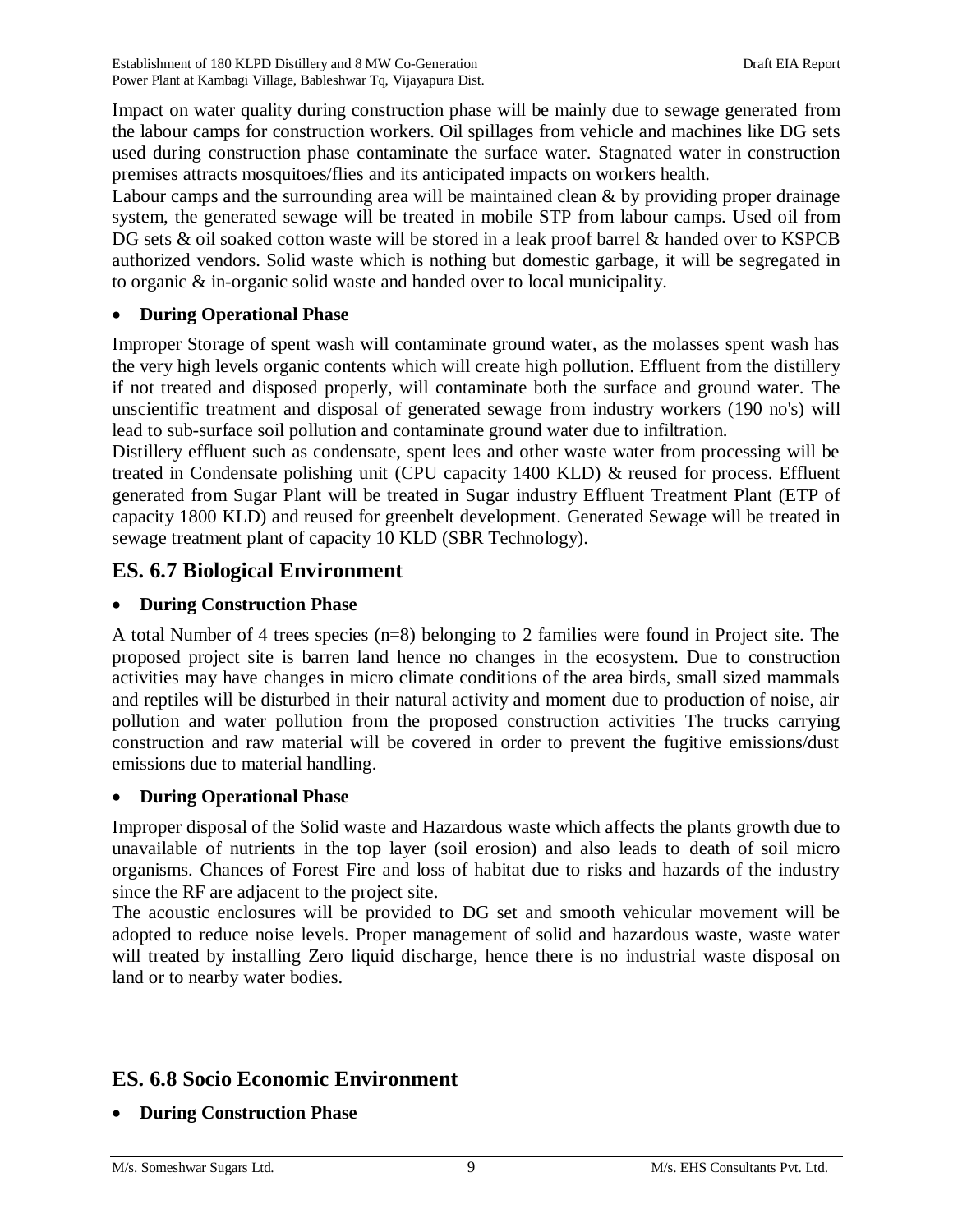Impact on water quality during construction phase will be mainly due to sewage generated from the labour camps for construction workers. Oil spillages from vehicle and machines like DG sets used during construction phase contaminate the surface water. Stagnated water in construction premises attracts mosquitoes/flies and its anticipated impacts on workers health.

Labour camps and the surrounding area will be maintained clean & by providing proper drainage system, the generated sewage will be treated in mobile STP from labour camps. Used oil from DG sets & oil soaked cotton waste will be stored in a leak proof barrel & handed over to KSPCB authorized vendors. Solid waste which is nothing but domestic garbage, it will be segregated in to organic & in-organic solid waste and handed over to local municipality.

- **During Operational Phase**

Improper Storage of spent wash will contaminate ground water, as the molasses spent wash has the very high levels organic contents which will create high pollution. Effluent from the distillery if not treated and disposed properly, will contaminate both the surface and ground water. The unscientific treatment and disposal of generated sewage from industry workers (190 no's) will lead to sub-surface soil pollution and contaminate ground water due to infiltration.

Distillery effluent such as condensate, spent lees and other waste water from processing will be treated in Condensate polishing unit (CPU capacity 1400 KLD) & reused for process. Effluent generated from Sugar Plant will be treated in Sugar industry Effluent Treatment Plant (ETP of capacity 1800 KLD) and reused for greenbelt development. Generated Sewage will be treated in sewage treatment plant of capacity 10 KLD (SBR Technology).

## ES. 6.7 Biological Environment

- **During Construction Phase**

A total Number of 4 trees species (n=8) belonging to 2 families were found in Project site. The proposed project site is barren land hence no changes in the ecosystem. Due to construction activities may have changes in micro climate conditions of the area birds, small sized mammals and reptiles will be disturbed in their natural activity and moment due to production of noise, air pollution and water pollution from the proposed construction activities The trucks carrying construction and raw material will be covered in order to prevent the fugitive emissions/dust emissions due to material handling.

- **During Operational Phase**

Improper disposal of the Solid waste and Hazardous waste which affects the plants growth due to unavailable of nutrients in the top layer (soil erosion) and also leads to death of soil micro organisms. Chances of Forest Fire and loss of habitat due to risks and hazards of the industry since the RF are adjacent to the project site.

The acoustic enclosures will be provided to DG set and smooth vehicular movement will be adopted to reduce noise levels. Proper management of solid and hazardous waste, waste water will treated by installing Zero liquid discharge, hence there is no industrial waste disposal on land or to nearby water bodies.

## ES. 6.8 Socio Economic Environment

- **During Construction Phase**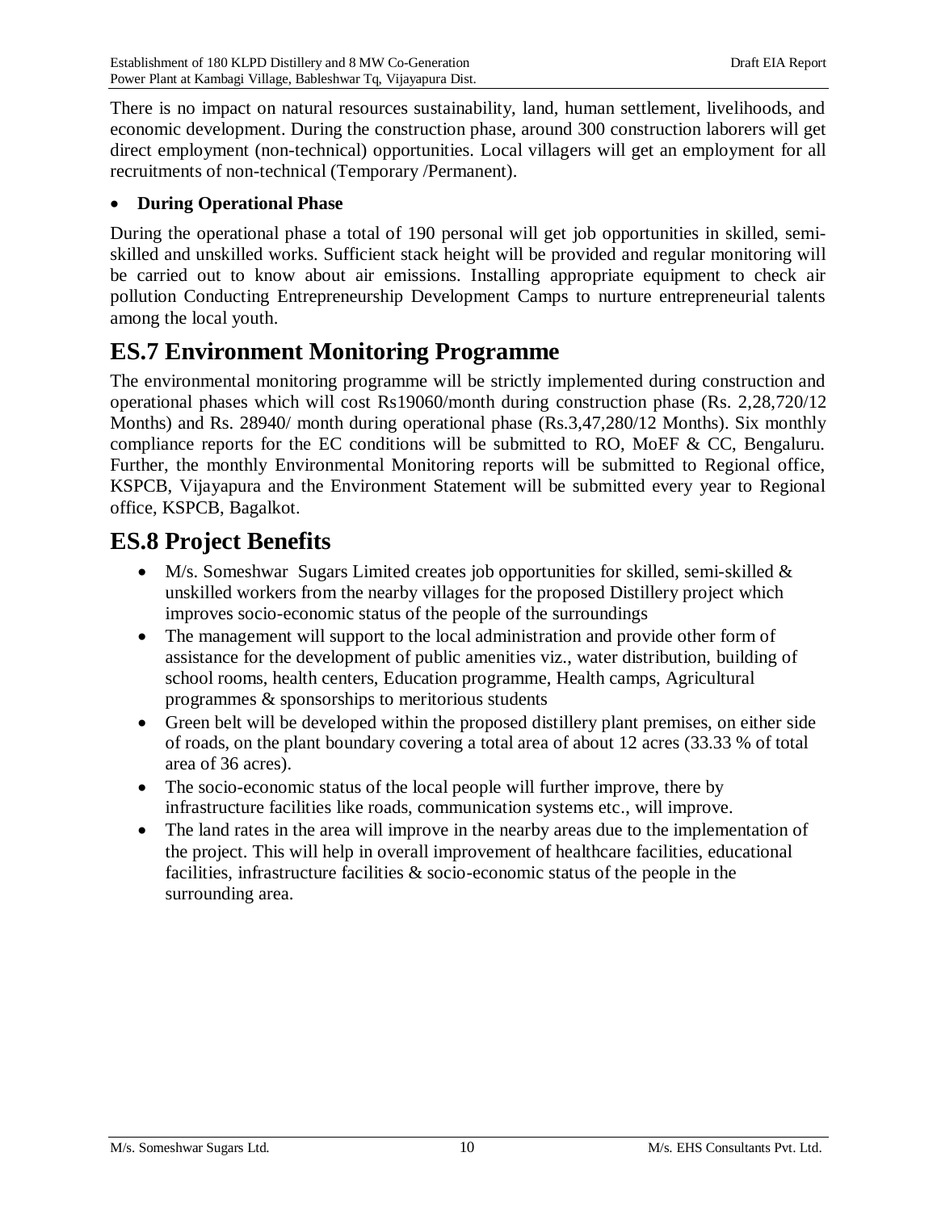There is no impact on natural resources sustainability, land, human settlement, livelihoods, and economic development. During the construction phase, around 300 construction laborers will get direct employment (non-technical) opportunities. Local villagers will get an employment for all recruitments of non-technical (Temporary /Permanent).

- **During Operational Phase**

During the operational phase a total of 190 personal will get job opportunities in skilled, semi-skilled and unskilled works. Sufficient stack height will be provided and regular monitoring will be carried out to know about air emissions. Installing appropriate equipment to check air pollution Conducting Entrepreneurship Development Camps to nurture entrepreneurial talents among the local youth.

## ES.7 Environment Monitoring Programme

The environmental monitoring programme will be strictly implemented during construction and operational phases which will cost Rs19060/month during construction phase (Rs. 2,28,720/12 Months) and Rs. 28940/ month during operational phase (Rs.3,47,280/12 Months). Six monthly compliance reports for the EC conditions will be submitted to RO, MoEF & CC, Bengaluru. Further, the monthly Environmental Monitoring reports will be submitted to Regional office, KSPCB, Vijayapura and the Environment Statement will be submitted every year to Regional office, KSPCB, Bagalkot.

## ES.8 Project Benefits

- M/s. Someshwar Sugars Limited creates job opportunities for skilled, semi-skilled & unskilled workers from the nearby villages for the proposed Distillery project which improves socio-economic status of the people of the surroundings
- The management will support to the local administration and provide other form of assistance for the development of public amenities viz., water distribution, building of school rooms, health centers, Education programme, Health camps, Agricultural programmes & sponsorships to meritorious students
- Green belt will be developed within the proposed distillery plant premises, on either side of roads, on the plant boundary covering a total area of about 12 acres (33.33 % of total area of 36 acres).
- The socio-economic status of the local people will further improve, there by infrastructure facilities like roads, communication systems etc., will improve.
- The land rates in the area will improve in the nearby areas due to the implementation of the project. This will help in overall improvement of healthcare facilities, educational facilities, infrastructure facilities & socio-economic status of the people in the surrounding area.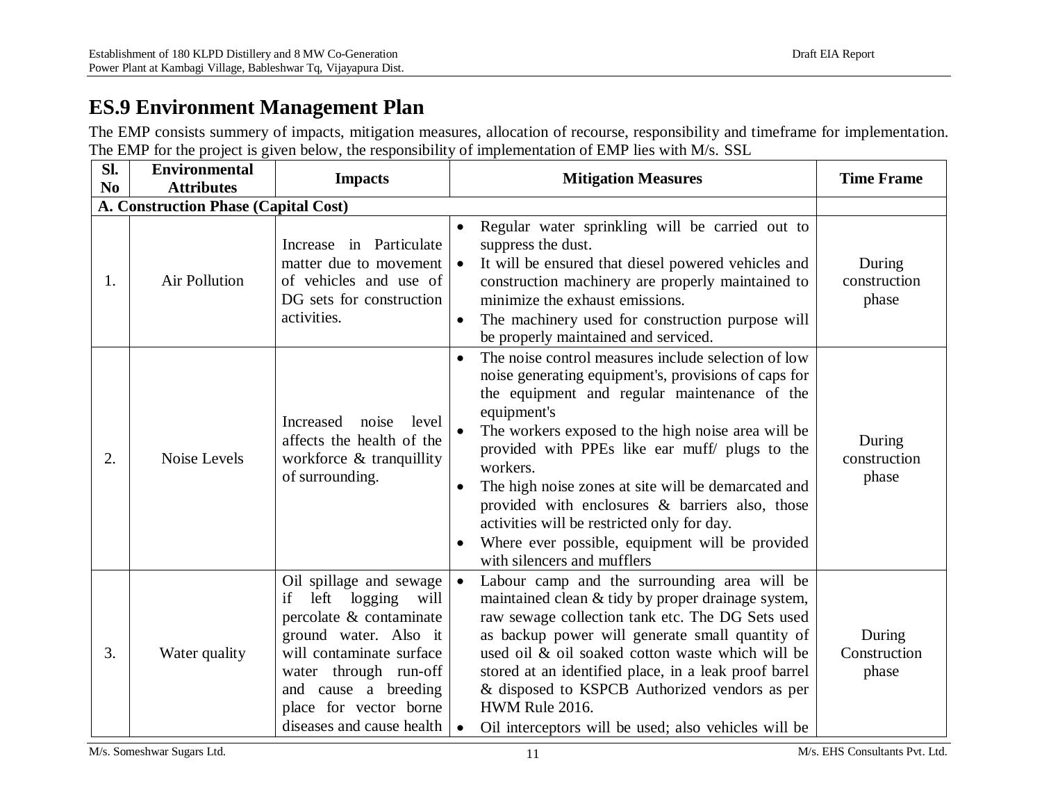## ES.9 Environment Management Plan

The EMP consists summery of impacts, mitigation measures, allocation of recourse, responsibility and timeframe for implementation. The EMP for the project is given below, the responsibility of implementation of EMP lies with M/s. SSL

| Sl. No | Environmental Attributes | Impacts | Mitigation Measures | Time Frame |
|---|---|---|---|---|
| **A. Construction Phase (Capital Cost)** | | | | |
| 1. | Air Pollution | Increase in Particulate matter due to movement of vehicles and use of DG sets for construction activities. | • Regular water sprinkling will be carried out to suppress the dust.<br>• It will be ensured that diesel powered vehicles and construction machinery are properly maintained to minimize the exhaust emissions.<br>• The machinery used for construction purpose will be properly maintained and serviced. | During construction phase |
| 2. | Noise Levels | Increased noise level affects the health of the workforce & tranquillity of surrounding. | • The noise control measures include selection of low noise generating equipment's, provisions of caps for the equipment and regular maintenance of the equipment's<br>• The workers exposed to the high noise area will be provided with PPEs like ear muff/ plugs to the workers.<br>• The high noise zones at site will be demarcated and provided with enclosures & barriers also, those activities will be restricted only for day.<br>• Where ever possible, equipment will be provided with silencers and mufflers | During construction phase |
| 3. | Water quality | Oil spillage and sewage if left logging will percolate & contaminate ground water. Also it will contaminate surface water through run-off and cause a breeding place for vector borne diseases and cause health | • Labour camp and the surrounding area will be maintained clean & tidy by proper drainage system, raw sewage collection tank etc. The DG Sets used as backup power will generate small quantity of used oil & oil soaked cotton waste which will be stored at an identified place, in a leak proof barrel & disposed to KSPCB Authorized vendors as per HWM Rule 2016.<br>• Oil interceptors will be used; also vehicles will be | During Construction phase |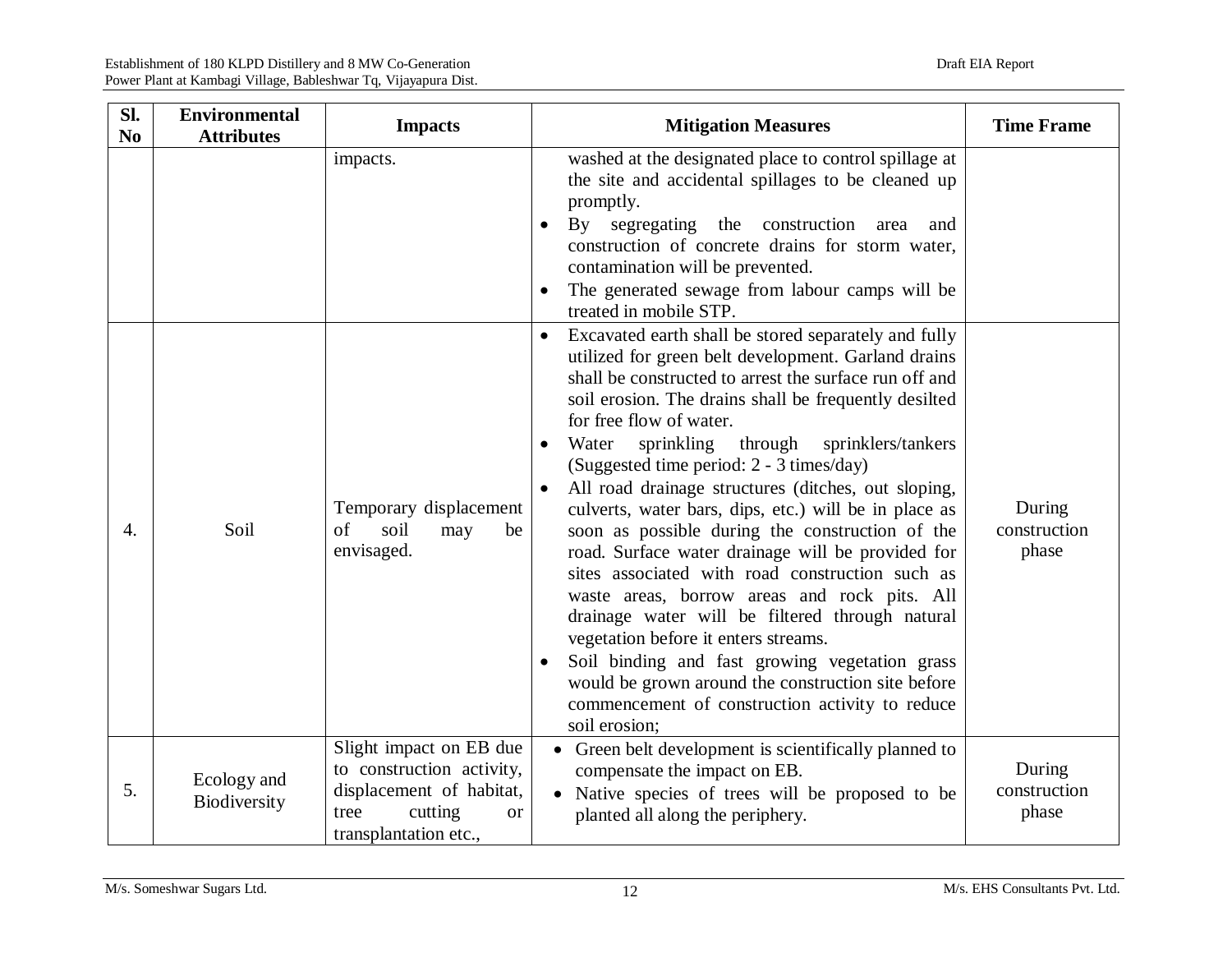| Sl. No | Environmental Attributes | Impacts | Mitigation Measures | Time Frame |
|---|---|---|---|---|
| | | impacts. | washed at the designated place to control spillage at the site and accidental spillages to be cleaned up promptly.<br>• By segregating the construction area and construction of concrete drains for storm water, contamination will be prevented.<br>• The generated sewage from labour camps will be treated in mobile STP. | |
| 4. | Soil | Temporary displacement of soil may be envisaged. | • Excavated earth shall be stored separately and fully utilized for green belt development. Garland drains shall be constructed to arrest the surface run off and soil erosion. The drains shall be frequently desilted for free flow of water.<br>• Water sprinkling through sprinklers/tankers (Suggested time period: 2 - 3 times/day)<br>• All road drainage structures (ditches, out sloping, culverts, water bars, dips, etc.) will be in place as soon as possible during the construction of the road. Surface water drainage will be provided for sites associated with road construction such as waste areas, borrow areas and rock pits. All drainage water will be filtered through natural vegetation before it enters streams.<br>• Soil binding and fast growing vegetation grass would be grown around the construction site before commencement of construction activity to reduce soil erosion; | During construction phase |
| 5. | Ecology and Biodiversity | Slight impact on EB due to construction activity, displacement of habitat, tree cutting or transplantation etc., | • Green belt development is scientifically planned to compensate the impact on EB.<br>• Native species of trees will be proposed to be planted all along the periphery. | During construction phase |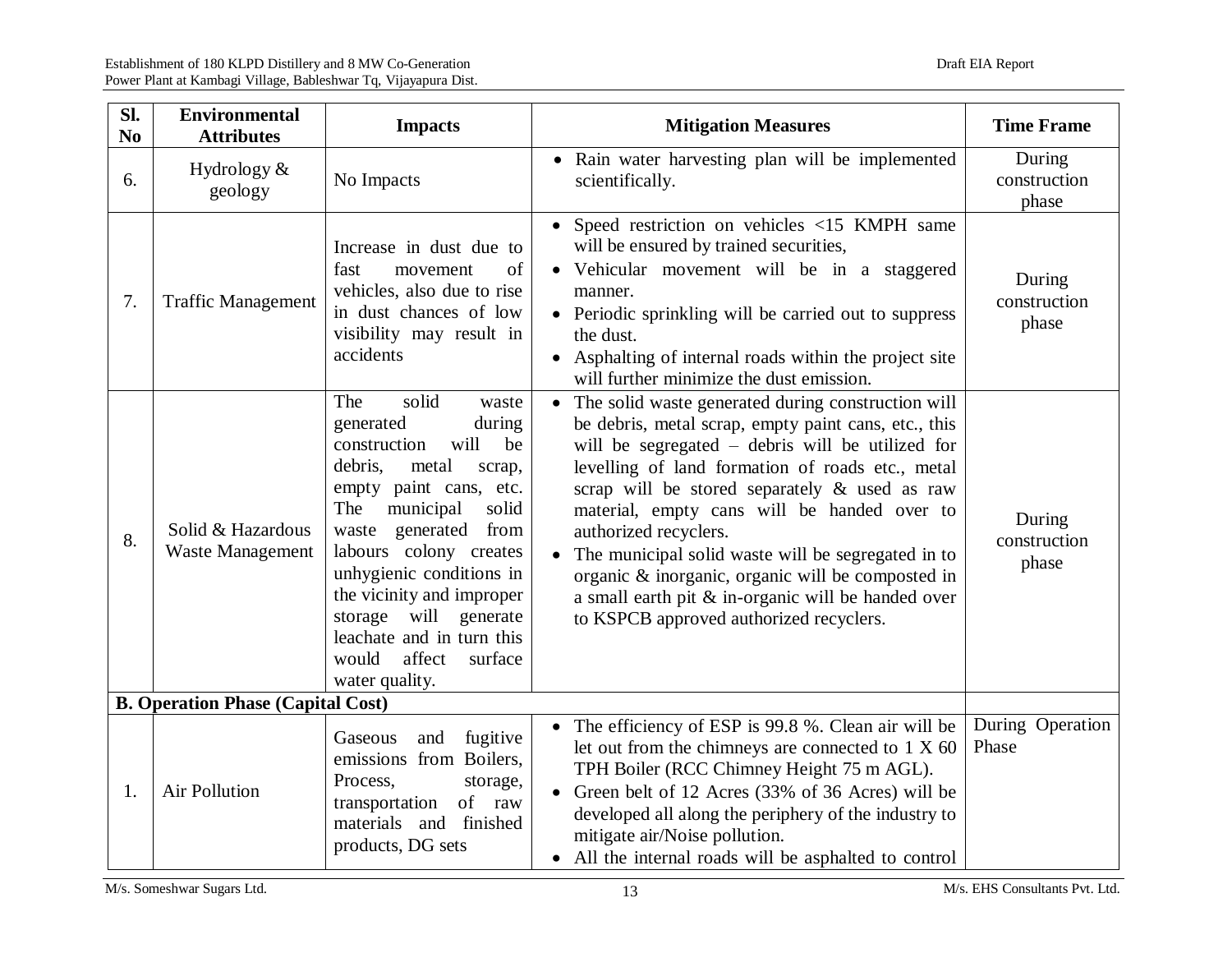| Sl. No | Environmental Attributes | Impacts | Mitigation Measures | Time Frame |
| --- | --- | --- | --- | --- |
| 6. | Hydrology & geology | No Impacts | • Rain water harvesting plan will be implemented scientifically. | During construction phase |
| 7. | Traffic Management | Increase in dust due to fast movement of vehicles, also due to rise in dust chances of low visibility may result in accidents | • Speed restriction on vehicles <15 KMPH same will be ensured by trained securities,<br>• Vehicular movement will be in a staggered manner.<br>• Periodic sprinkling will be carried out to suppress the dust.<br>• Asphalting of internal roads within the project site will further minimize the dust emission. | During construction phase |
| 8. | Solid & Hazardous Waste Management | The solid waste generated during construction will be debris, metal scrap, empty paint cans, etc. The municipal solid waste generated from labours colony creates unhygienic conditions in the vicinity and improper storage will generate leachate and in turn this would affect surface water quality. | • The solid waste generated during construction will be debris, metal scrap, empty paint cans, etc., this will be segregated – debris will be utilized for levelling of land formation of roads etc., metal scrap will be stored separately & used as raw material, empty cans will be handed over to authorized recyclers.<br>• The municipal solid waste will be segregated in to organic & inorganic, organic will be composted in a small earth pit & in-organic will be handed over to KSPCB approved authorized recyclers. | During construction phase |
| **B. Operation Phase (Capital Cost)** | | | | |
| 1. | Air Pollution | Gaseous and fugitive emissions from Boilers, Process, storage, transportation of raw materials and finished products, DG sets | • The efficiency of ESP is 99.8 %. Clean air will be let out from the chimneys are connected to 1 X 60 TPH Boiler (RCC Chimney Height 75 m AGL).<br>• Green belt of 12 Acres (33% of 36 Acres) will be developed all along the periphery of the industry to mitigate air/Noise pollution.<br>• All the internal roads will be asphalted to control | During Operation Phase |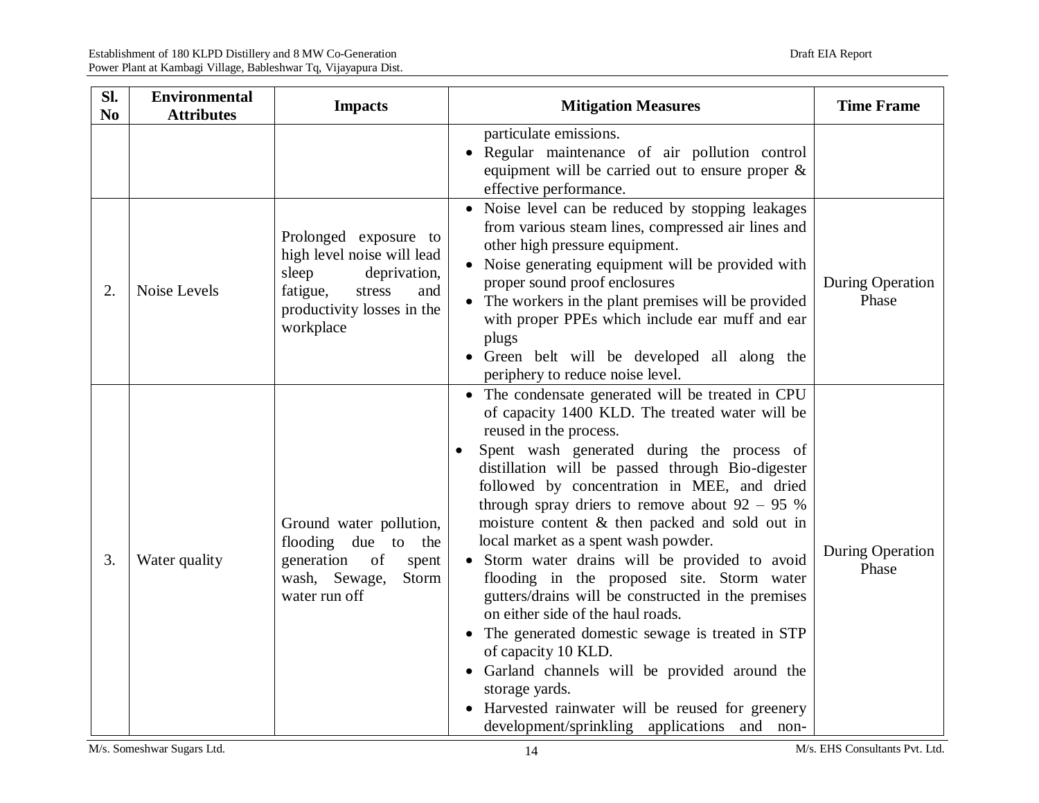| Sl. No | Environmental Attributes | Impacts | Mitigation Measures | Time Frame |
|---|---|---|---|---|
| | | | particulate emissions.<br>• Regular maintenance of air pollution control equipment will be carried out to ensure proper & effective performance. | |
| 2. | Noise Levels | Prolonged exposure to high level noise will lead sleep deprivation, fatigue, stress and productivity losses in the workplace | • Noise level can be reduced by stopping leakages from various steam lines, compressed air lines and other high pressure equipment.<br>• Noise generating equipment will be provided with proper sound proof enclosures<br>• The workers in the plant premises will be provided with proper PPEs which include ear muff and ear plugs<br>• Green belt will be developed all along the periphery to reduce noise level. | During Operation Phase |
| 3. | Water quality | Ground water pollution, flooding due to the generation of spent wash, Sewage, Storm water run off | • The condensate generated will be treated in CPU of capacity 1400 KLD. The treated water will be reused in the process.<br>• Spent wash generated during the process of distillation will be passed through Bio-digester followed by concentration in MEE, and dried through spray driers to remove about 92 – 95 % moisture content & then packed and sold out in local market as a spent wash powder.<br>• Storm water drains will be provided to avoid flooding in the proposed site. Storm water gutters/drains will be constructed in the premises on either side of the haul roads.<br>• The generated domestic sewage is treated in STP of capacity 10 KLD.<br>• Garland channels will be provided around the storage yards.<br>• Harvested rainwater will be reused for greenery development/sprinkling applications and non- | During Operation Phase |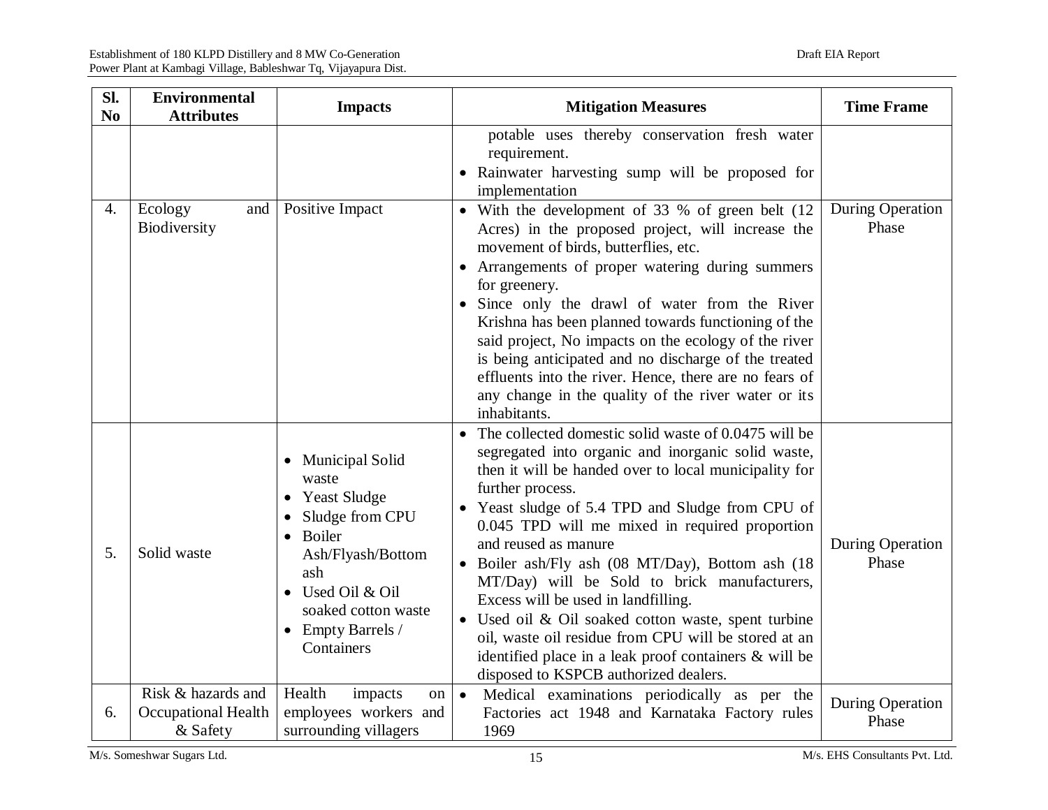| Sl. No | Environmental Attributes | Impacts | Mitigation Measures | Time Frame |
|---|---|---|---|---|
| | | | potable uses thereby conservation fresh water requirement.<br>• Rainwater harvesting sump will be proposed for implementation | |
| 4. | Ecology and Biodiversity | Positive Impact | • With the development of 33 % of green belt (12 Acres) in the proposed project, will increase the movement of birds, butterflies, etc.<br>• Arrangements of proper watering during summers for greenery.<br>• Since only the drawl of water from the River Krishna has been planned towards functioning of the said project, No impacts on the ecology of the river is being anticipated and no discharge of the treated effluents into the river. Hence, there are no fears of any change in the quality of the river water or its inhabitants. | During Operation Phase |
| 5. | Solid waste | • Municipal Solid waste<br>• Yeast Sludge<br>• Sludge from CPU<br>• Boiler Ash/Flyash/Bottom ash<br>• Used Oil & Oil soaked cotton waste<br>• Empty Barrels / Containers | • The collected domestic solid waste of 0.0475 will be segregated into organic and inorganic solid waste, then it will be handed over to local municipality for further process.<br>• Yeast sludge of 5.4 TPD and Sludge from CPU of 0.045 TPD will me mixed in required proportion and reused as manure<br>• Boiler ash/Fly ash (08 MT/Day), Bottom ash (18 MT/Day) will be Sold to brick manufacturers, Excess will be used in landfilling.<br>• Used oil & Oil soaked cotton waste, spent turbine oil, waste oil residue from CPU will be stored at an identified place in a leak proof containers & will be disposed to KSPCB authorized dealers. | During Operation Phase |
| 6. | Risk & hazards and Occupational Health & Safety | Health impacts on employees workers and surrounding villagers | • Medical examinations periodically as per the Factories act 1948 and Karnataka Factory rules 1969 | During Operation Phase |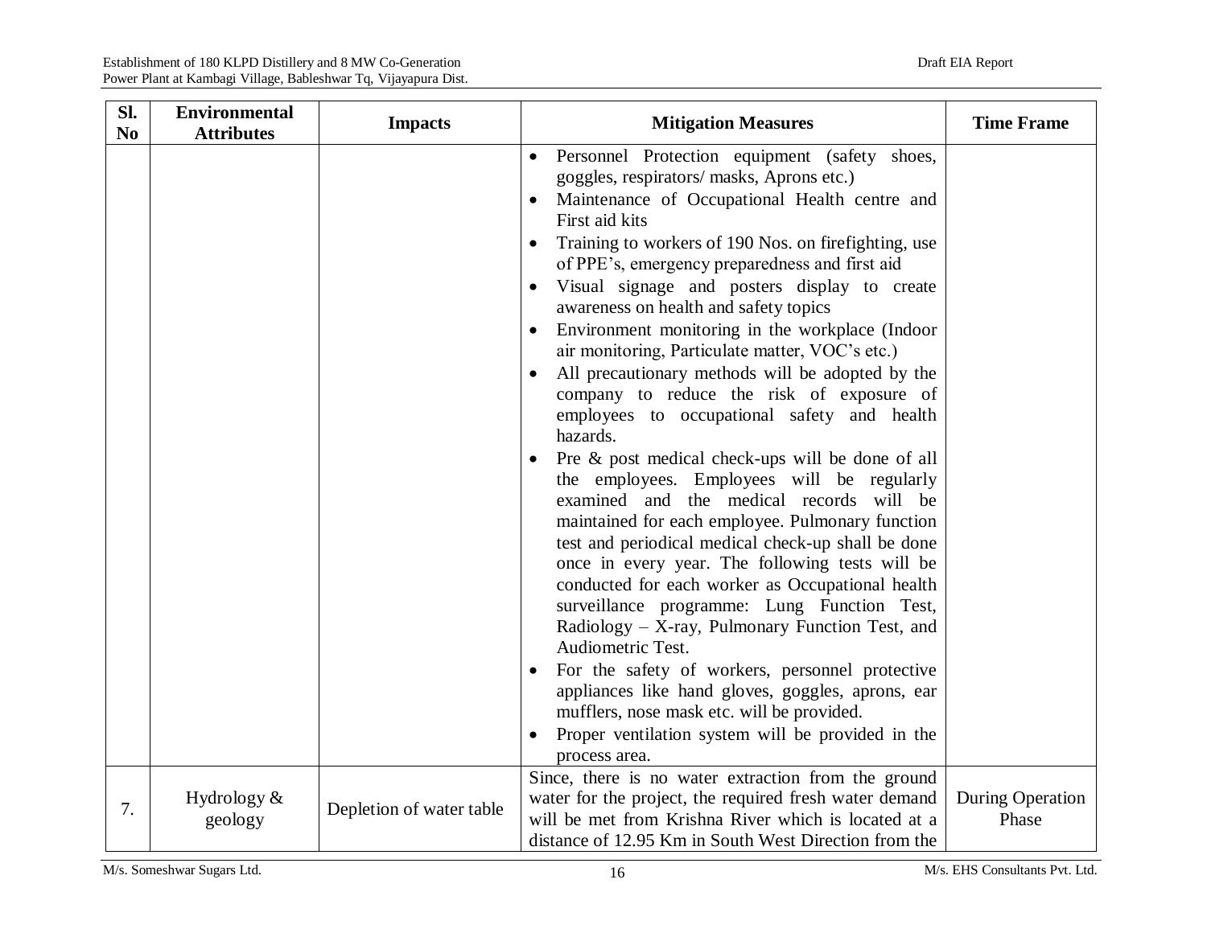| Sl. No | Environmental Attributes | Impacts | Mitigation Measures | Time Frame |
|---|---|---|---|---|
| | | | • Personnel Protection equipment (safety shoes, goggles, respirators/ masks, Aprons etc.)<br>• Maintenance of Occupational Health centre and First aid kits<br>• Training to workers of 190 Nos. on firefighting, use of PPE's, emergency preparedness and first aid<br>• Visual signage and posters display to create awareness on health and safety topics<br>• Environment monitoring in the workplace (Indoor air monitoring, Particulate matter, VOC's etc.)<br>• All precautionary methods will be adopted by the company to reduce the risk of exposure of employees to occupational safety and health hazards.<br>• Pre & post medical check-ups will be done of all the employees. Employees will be regularly examined and the medical records will be maintained for each employee. Pulmonary function test and periodical medical check-up shall be done once in every year. The following tests will be conducted for each worker as Occupational health surveillance programme: Lung Function Test, Radiology – X-ray, Pulmonary Function Test, and Audiometric Test.<br>• For the safety of workers, personnel protective appliances like hand gloves, goggles, aprons, ear mufflers, nose mask etc. will be provided.<br>• Proper ventilation system will be provided in the process area. | |
| 7. | Hydrology & geology | Depletion of water table | Since, there is no water extraction from the ground water for the project, the required fresh water demand will be met from Krishna River which is located at a distance of 12.95 Km in South West Direction from the | During Operation Phase |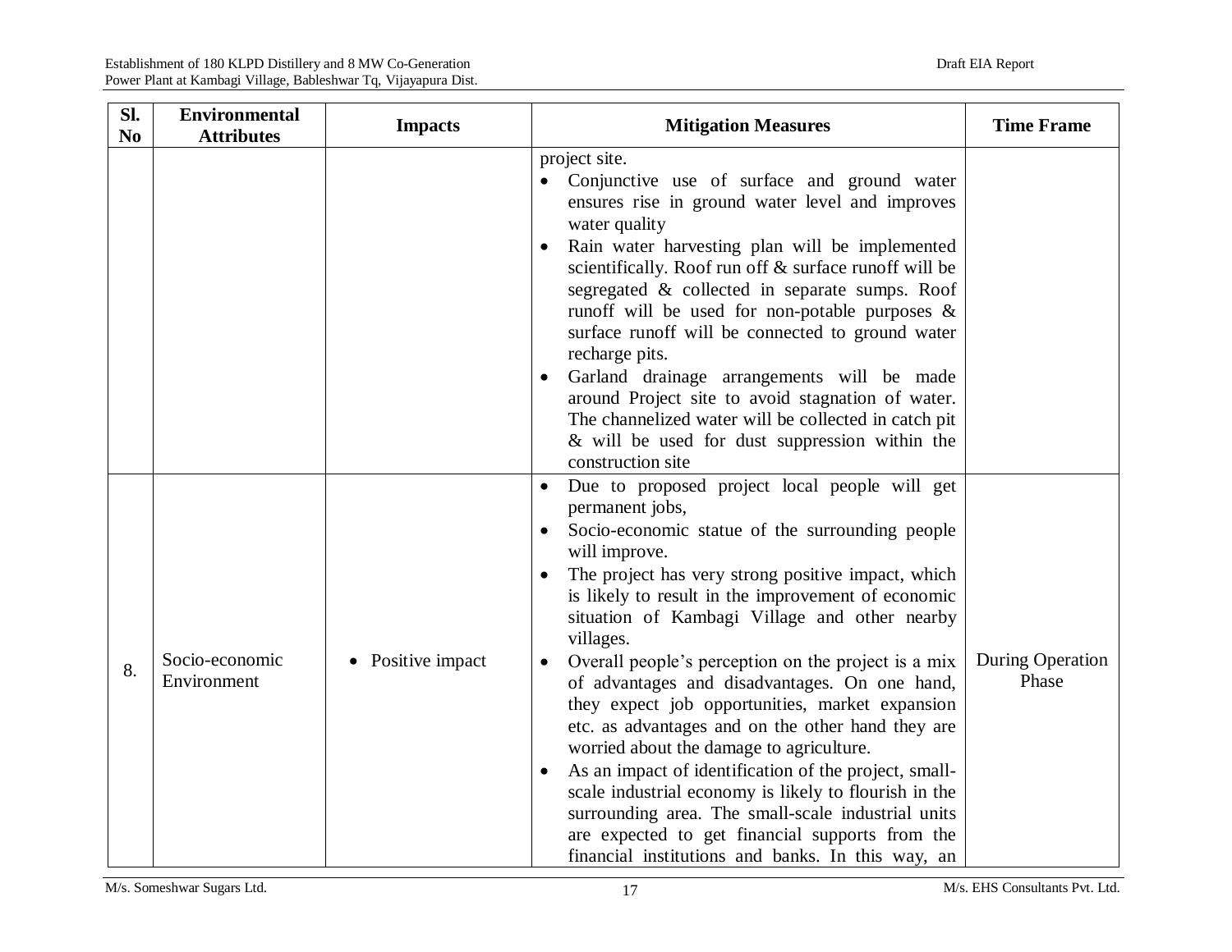| Sl. No | Environmental Attributes | Impacts | Mitigation Measures | Time Frame |
|---|---|---|---|---|
| | | | project site.<br>• Conjunctive use of surface and ground water ensures rise in ground water level and improves water quality<br>• Rain water harvesting plan will be implemented scientifically. Roof run off & surface runoff will be segregated & collected in separate sumps. Roof runoff will be used for non-potable purposes & surface runoff will be connected to ground water recharge pits.<br>• Garland drainage arrangements will be made around Project site to avoid stagnation of water. The channelized water will be collected in catch pit & will be used for dust suppression within the construction site | |
| 8. | Socio-economic Environment | • Positive impact | • Due to proposed project local people will get permanent jobs,<br>• Socio-economic statue of the surrounding people will improve.<br>• The project has very strong positive impact, which is likely to result in the improvement of economic situation of Kambagi Village and other nearby villages.<br>• Overall people's perception on the project is a mix of advantages and disadvantages. On one hand, they expect job opportunities, market expansion etc. as advantages and on the other hand they are worried about the damage to agriculture.<br>• As an impact of identification of the project, small-scale industrial economy is likely to flourish in the surrounding area. The small-scale industrial units are expected to get financial supports from the financial institutions and banks. In this way, an | During Operation Phase |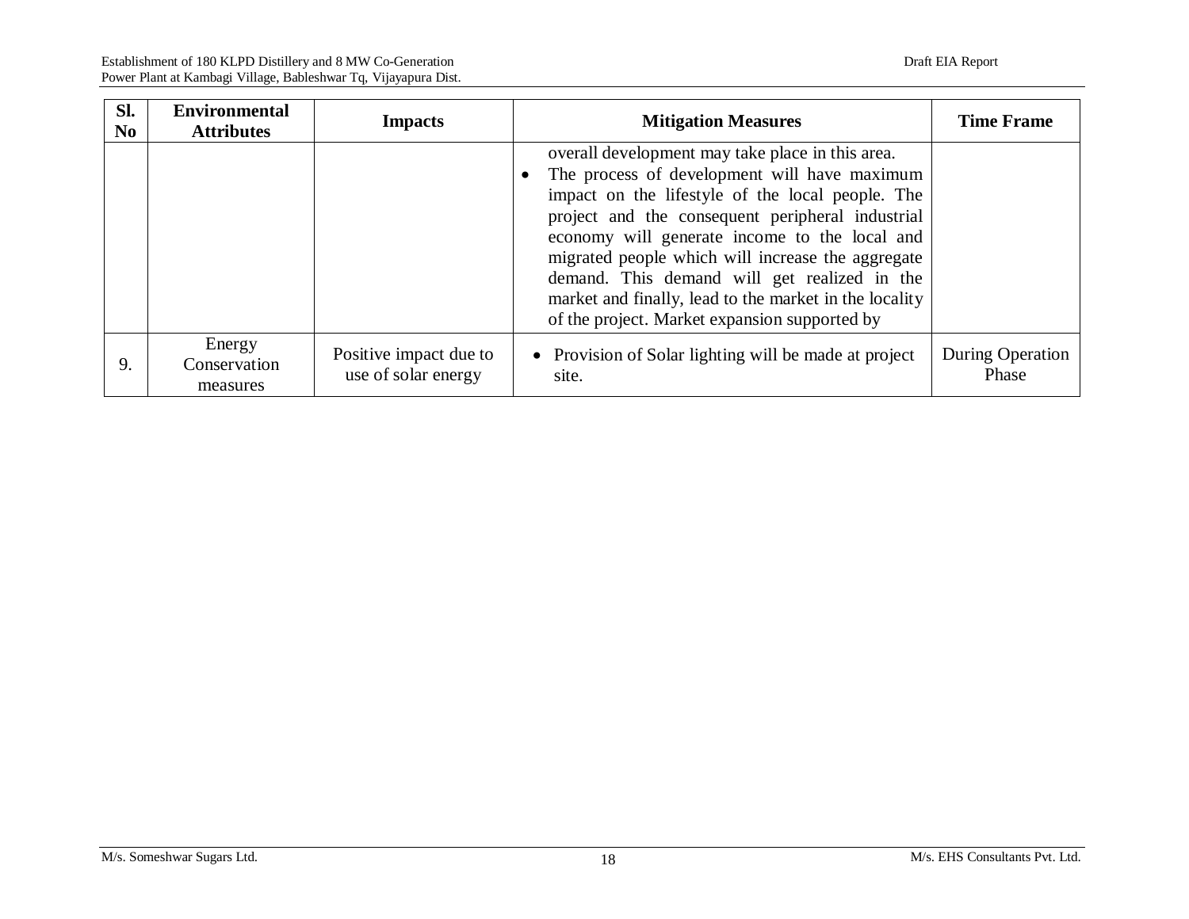| Sl. No | Environmental Attributes | Impacts | Mitigation Measures | Time Frame |
|---|---|---|---|---|
| | | | overall development may take place in this area.<br>• The process of development will have maximum impact on the lifestyle of the local people. The project and the consequent peripheral industrial economy will generate income to the local and migrated people which will increase the aggregate demand. This demand will get realized in the market and finally, lead to the market in the locality of the project. Market expansion supported by | |
| 9. | Energy Conservation measures | Positive impact due to use of solar energy | • Provision of Solar lighting will be made at project site. | During Operation Phase |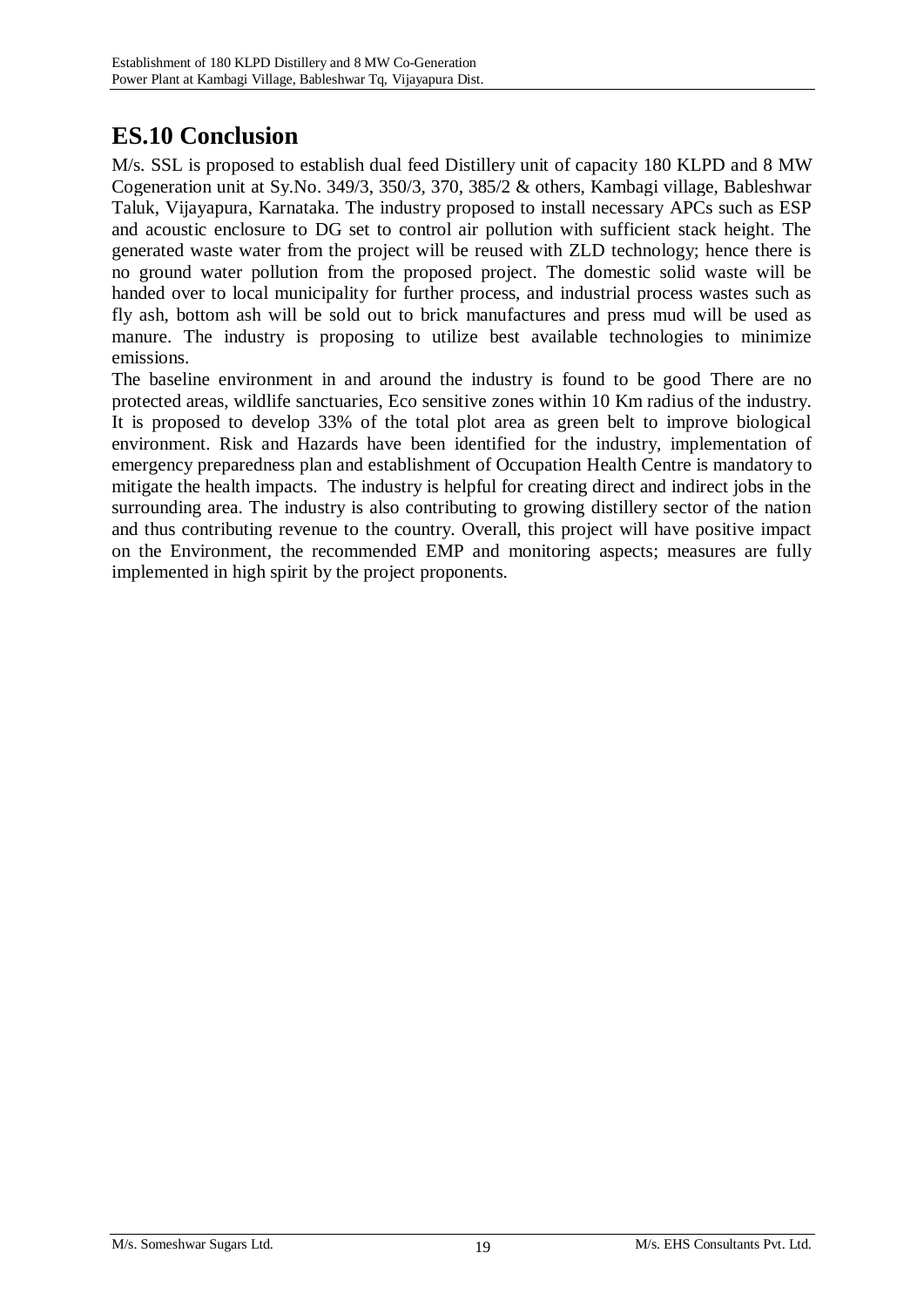## ES.10 Conclusion

M/s. SSL is proposed to establish dual feed Distillery unit of capacity 180 KLPD and 8 MW Cogeneration unit at Sy.No. 349/3, 350/3, 370, 385/2 & others, Kambagi village, Bableshwar Taluk, Vijayapura, Karnataka. The industry proposed to install necessary APCs such as ESP and acoustic enclosure to DG set to control air pollution with sufficient stack height. The generated waste water from the project will be reused with ZLD technology; hence there is no ground water pollution from the proposed project. The domestic solid waste will be handed over to local municipality for further process, and industrial process wastes such as fly ash, bottom ash will be sold out to brick manufactures and press mud will be used as manure. The industry is proposing to utilize best available technologies to minimize emissions.

The baseline environment in and around the industry is found to be good There are no protected areas, wildlife sanctuaries, Eco sensitive zones within 10 Km radius of the industry. It is proposed to develop 33% of the total plot area as green belt to improve biological environment. Risk and Hazards have been identified for the industry, implementation of emergency preparedness plan and establishment of Occupation Health Centre is mandatory to mitigate the health impacts. The industry is helpful for creating direct and indirect jobs in the surrounding area. The industry is also contributing to growing distillery sector of the nation and thus contributing revenue to the country. Overall, this project will have positive impact on the Environment, the recommended EMP and monitoring aspects; measures are fully implemented in high spirit by the project proponents.